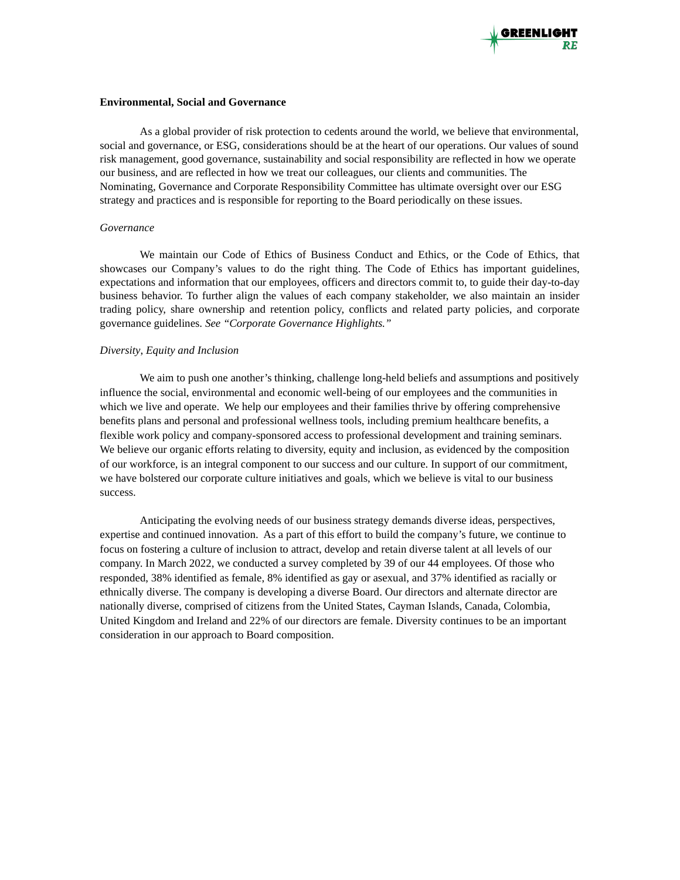**Environmental, Social and Governance**

As a global provider of risk protection to cedents around the world, we believe that environmental, social and governance, or ESG, considerations should be at the heart of our operations. Our values of sound risk management, good governance, sustainability and social responsibility are reflected in how we operate our business, and are reflected in how we treat our colleagues, our clients and communities. The Nominating, Governance and Corporate Responsibility Committee has ultimate oversight over our ESG strategy and practices and is responsible for reporting to the Board periodically on these issues.

*Governance*

We maintain our Code of Ethics of Business Conduct and Ethics, or the Code of Ethics, that showcases our Company's values to do the right thing. The Code of Ethics has important guidelines, expectations and information that our employees, officers and directors commit to, to guide their day-to-day business behavior. To further align the values of each company stakeholder, we also maintain an insider trading policy, share ownership and retention policy, conflicts and related party policies, and corporate governance guidelines. *See "Corporate Governance Highlights."*

*Diversity, Equity and Inclusion*

We aim to push one another's thinking, challenge long-held beliefs and assumptions and positively influence the social, environmental and economic well-being of our employees and the communities in which we live and operate. We help our employees and their families thrive by offering comprehensive benefits plans and personal and professional wellness tools, including premium healthcare benefits, a flexible work policy and company-sponsored access to professional development and training seminars. We believe our organic efforts relating to diversity, equity and inclusion, as evidenced by the composition of our workforce, is an integral component to our success and our culture. In support of our commitment, we have bolstered our corporate culture initiatives and goals, which we believe is vital to our business success.

Anticipating the evolving needs of our business strategy demands diverse ideas, perspectives, expertise and continued innovation. As a part of this effort to build the company's future, we continue to focus on fostering a culture of inclusion to attract, develop and retain diverse talent at all levels of our company. In March 2022, we conducted a survey completed by 39 of our 44 employees. Of those who responded, 38% identified as female, 8% identified as gay or asexual, and 37% identified as racially or ethnically diverse. The company is developing a diverse Board. Our directors and alternate director are nationally diverse, comprised of citizens from the United States, Cayman Islands, Canada, Colombia, United Kingdom and Ireland and 22% of our directors are female. Diversity continues to be an important consideration in our approach to Board composition.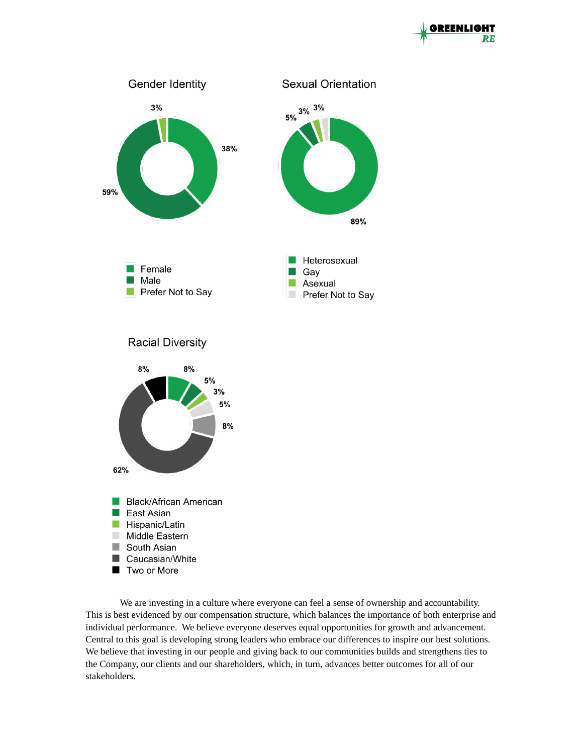## Gender Identity

| Category | Percentage |
| --- | --- |
| Female | 38% |
| Male | 59% |
| Prefer Not to Say | 3% |

## Sexual Orientation

| Category | Percentage |
| --- | --- |
| Heterosexual | 89% |
| Gay | 5% |
| Asexual | 3% |
| Prefer Not to Say | 3% |

## Racial Diversity

| Category | Percentage |
| --- | --- |
| Black/African American | 8% |
| East Asian | 5% |
| Hispanic/Latin | 3% |
| Middle Eastern | 5% |
| South Asian | 8% |
| Caucasian/White | 62% |
| Two or More | 8% |

We are investing in a culture where everyone can feel a sense of ownership and accountability. This is best evidenced by our compensation structure, which balances the importance of both enterprise and individual performance. We believe everyone deserves equal opportunities for growth and advancement. Central to this goal is developing strong leaders who embrace our differences to inspire our best solutions. We believe that investing in our people and giving back to our communities builds and strengthens ties to the Company, our clients and our shareholders, which, in turn, advances better outcomes for all of our stakeholders.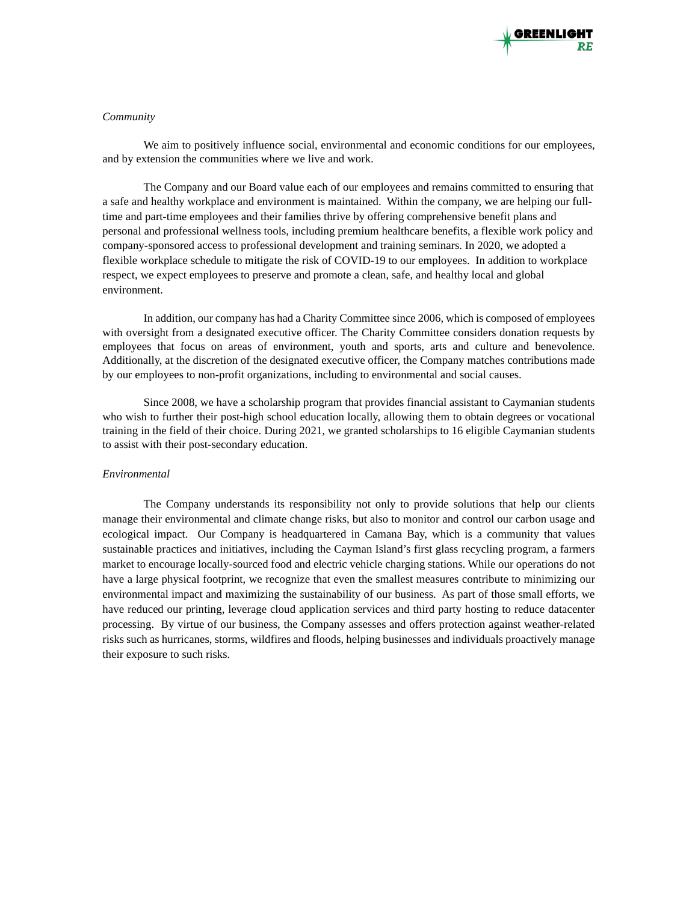*Community*

We aim to positively influence social, environmental and economic conditions for our employees, and by extension the communities where we live and work.

The Company and our Board value each of our employees and remains committed to ensuring that a safe and healthy workplace and environment is maintained. Within the company, we are helping our full-time and part-time employees and their families thrive by offering comprehensive benefit plans and personal and professional wellness tools, including premium healthcare benefits, a flexible work policy and company-sponsored access to professional development and training seminars. In 2020, we adopted a flexible workplace schedule to mitigate the risk of COVID-19 to our employees. In addition to workplace respect, we expect employees to preserve and promote a clean, safe, and healthy local and global environment.

In addition, our company has had a Charity Committee since 2006, which is composed of employees with oversight from a designated executive officer. The Charity Committee considers donation requests by employees that focus on areas of environment, youth and sports, arts and culture and benevolence. Additionally, at the discretion of the designated executive officer, the Company matches contributions made by our employees to non-profit organizations, including to environmental and social causes.

Since 2008, we have a scholarship program that provides financial assistant to Caymanian students who wish to further their post-high school education locally, allowing them to obtain degrees or vocational training in the field of their choice. During 2021, we granted scholarships to 16 eligible Caymanian students to assist with their post-secondary education.

*Environmental*

The Company understands its responsibility not only to provide solutions that help our clients manage their environmental and climate change risks, but also to monitor and control our carbon usage and ecological impact. Our Company is headquartered in Camana Bay, which is a community that values sustainable practices and initiatives, including the Cayman Island's first glass recycling program, a farmers market to encourage locally-sourced food and electric vehicle charging stations. While our operations do not have a large physical footprint, we recognize that even the smallest measures contribute to minimizing our environmental impact and maximizing the sustainability of our business. As part of those small efforts, we have reduced our printing, leverage cloud application services and third party hosting to reduce datacenter processing. By virtue of our business, the Company assesses and offers protection against weather-related risks such as hurricanes, storms, wildfires and floods, helping businesses and individuals proactively manage their exposure to such risks.